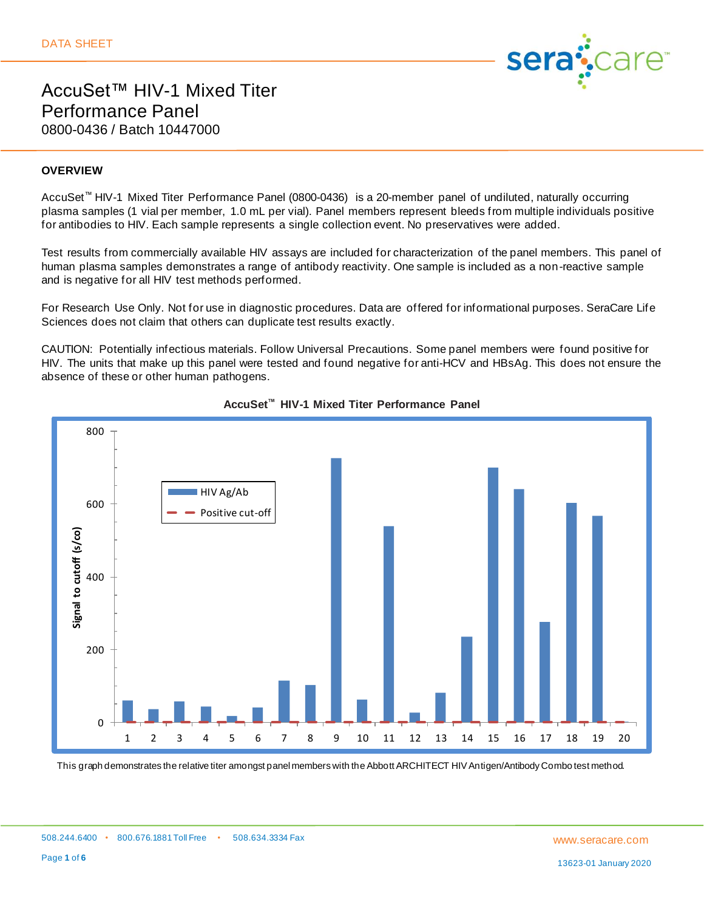DATA SHEET

# AccuSet™ HIV-1 Mixed Titer Performance Panel

0800-0436 / Batch 10447000

## OVERVIEW

AccuSet™ HIV-1 Mixed Titer Performance Panel (0800-0436) is a 20-member panel of undiluted, naturally occurring plasma samples (1 vial per member, 1.0 mL per vial). Panel members represent bleeds from multiple individuals positive for antibodies to HIV. Each sample represents a single collection event. No preservatives were added.

Test results from commercially available HIV assays are included for characterization of the panel members. This panel of human plasma samples demonstrates a range of antibody reactivity. One sample is included as a non-reactive sample and is negative for all HIV test methods performed.

For Research Use Only. Not for use in diagnostic procedures. Data are offered for informational purposes. SeraCare Life Sciences does not claim that others can duplicate test results exactly.

CAUTION: Potentially infectious materials. Follow Universal Precautions. Some panel members were found positive for HIV. The units that make up this panel were tested and found negative for anti-HCV and HBsAg. This does not ensure the absence of these or other human pathogens.

**AccuSet™ HIV-1 Mixed Titer Performance Panel**

This graph demonstrates the relative titer amongst panel members with the Abbott ARCHITECT HIV Antigen/Antibody Combo test method.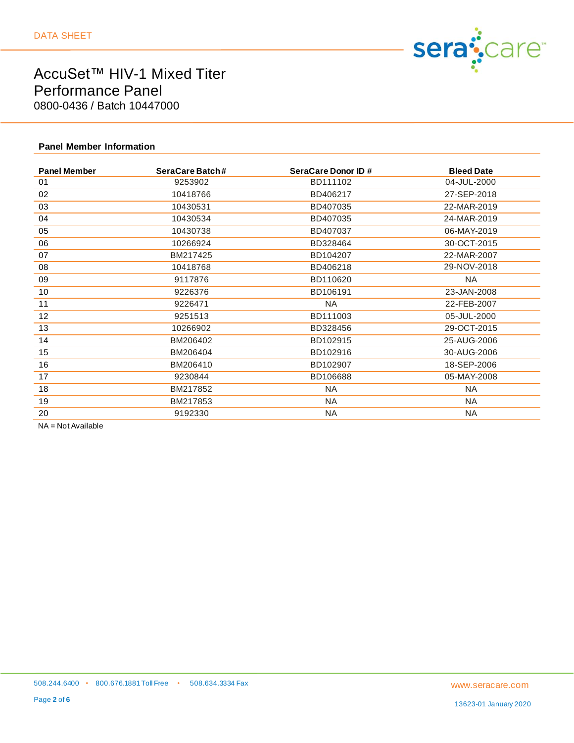DATA SHEET

# AccuSet™ HIV-1 Mixed Titer Performance Panel

0800-0436 / Batch 10447000

## Panel Member Information

| Panel Member | SeraCare Batch# | SeraCare Donor ID # | Bleed Date |
|---|---|---|---|
| 01 | 9253902 | BD111102 | 04-JUL-2000 |
| 02 | 10418766 | BD406217 | 27-SEP-2018 |
| 03 | 10430531 | BD407035 | 22-MAR-2019 |
| 04 | 10430534 | BD407035 | 24-MAR-2019 |
| 05 | 10430738 | BD407037 | 06-MAY-2019 |
| 06 | 10266924 | BD328464 | 30-OCT-2015 |
| 07 | BM217425 | BD104207 | 22-MAR-2007 |
| 08 | 10418768 | BD406218 | 29-NOV-2018 |
| 09 | 9117876 | BD110620 | NA |
| 10 | 9226376 | BD106191 | 23-JAN-2008 |
| 11 | 9226471 | NA | 22-FEB-2007 |
| 12 | 9251513 | BD111003 | 05-JUL-2000 |
| 13 | 10266902 | BD328456 | 29-OCT-2015 |
| 14 | BM206402 | BD102915 | 25-AUG-2006 |
| 15 | BM206404 | BD102916 | 30-AUG-2006 |
| 16 | BM206410 | BD102907 | 18-SEP-2006 |
| 17 | 9230844 | BD106688 | 05-MAY-2008 |
| 18 | BM217852 | NA | NA |
| 19 | BM217853 | NA | NA |
| 20 | 9192330 | NA | NA |

NA = Not Available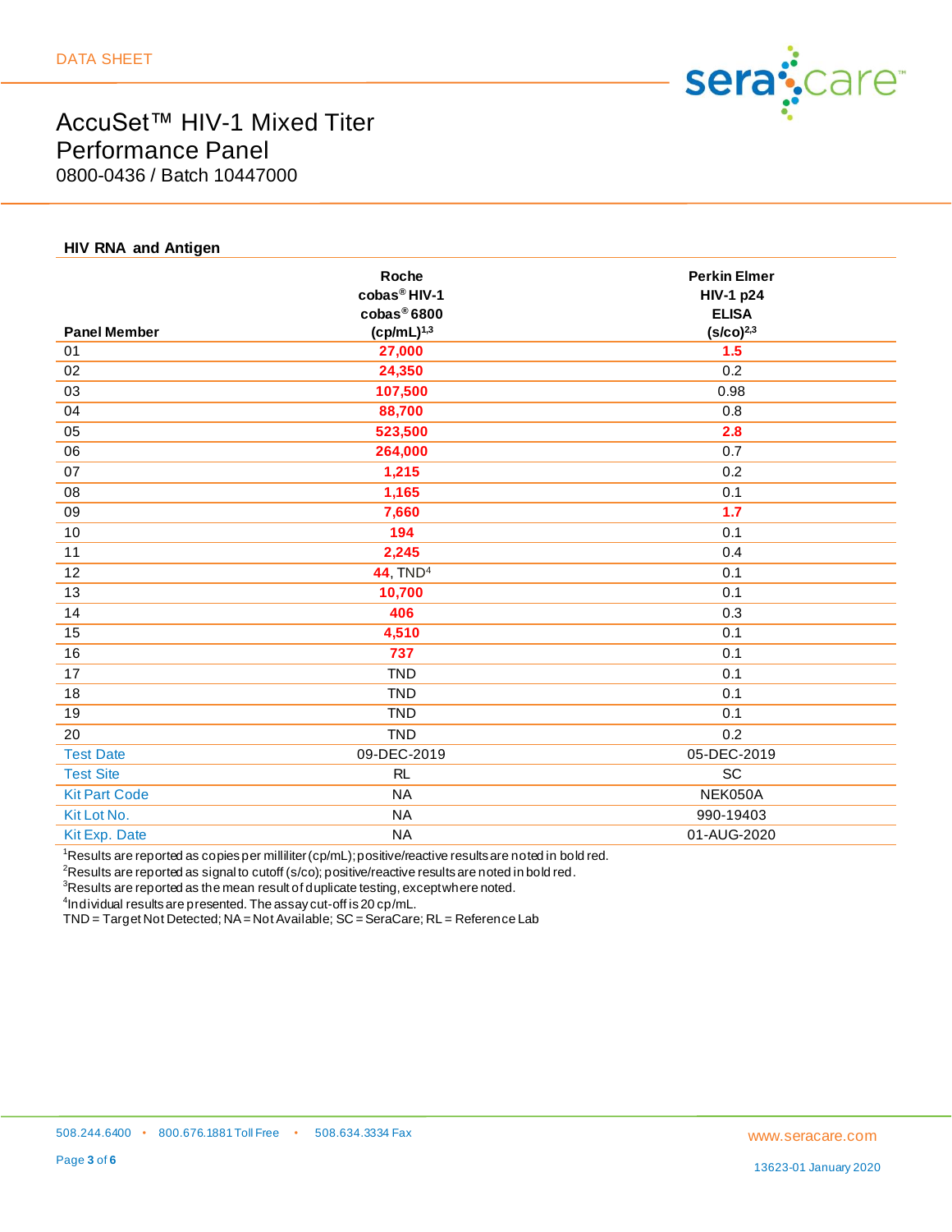DATA SHEET

# AccuSet™ HIV-1 Mixed Titer Performance Panel

0800-0436 / Batch 10447000

## HIV RNA and Antigen

| Panel Member | Roche cobas® HIV-1 cobas® 6800 (cp/mL)[1,3] | Perkin Elmer HIV-1 p24 ELISA (s/co)[2,3] |
|---|---|---|
| 01 | **27,000** | **1.5** |
| 02 | **24,350** | 0.2 |
| 03 | **107,500** | 0.98 |
| 04 | **88,700** | 0.8 |
| 05 | **523,500** | **2.8** |
| 06 | **264,000** | 0.7 |
| 07 | **1,215** | 0.2 |
| 08 | **1,165** | 0.1 |
| 09 | **7,660** | **1.7** |
| 10 | **194** | 0.1 |
| 11 | **2,245** | 0.4 |
| 12 | **44**, TND[4] | 0.1 |
| 13 | **10,700** | 0.1 |
| 14 | **406** | 0.3 |
| 15 | **4,510** | 0.1 |
| 16 | **737** | 0.1 |
| 17 | TND | 0.1 |
| 18 | TND | 0.1 |
| 19 | TND | 0.1 |
| 20 | TND | 0.2 |
| Test Date | 09-DEC-2019 | 05-DEC-2019 |
| Test Site | RL | SC |
| Kit Part Code | NA | NEK050A |
| Kit Lot No. | NA | 990-19403 |
| Kit Exp. Date | NA | 01-AUG-2020 |

[1]Results are reported as copies per milliliter (cp/mL); positive/reactive results are noted in bold red.
[2]Results are reported as signal to cutoff (s/co); positive/reactive results are noted in bold red.
[3]Results are reported as the mean result of duplicate testing, except where noted.
[4]Individual results are presented. The assay cut-off is 20 cp/mL.
TND = Target Not Detected; NA = Not Available; SC = SeraCare; RL = Reference Lab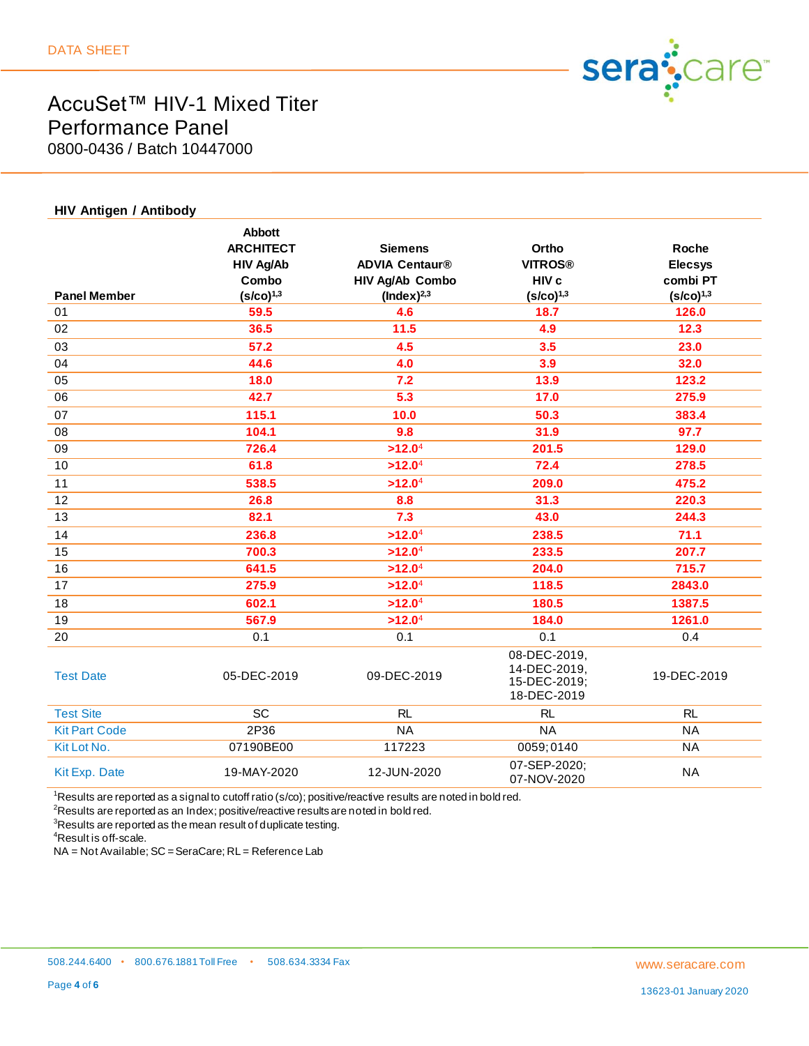DATA SHEET

# AccuSet™ HIV-1 Mixed Titer Performance Panel

0800-0436 / Batch 10447000

## HIV Antigen / Antibody

| Panel Member | Abbott ARCHITECT HIV Ag/Ab Combo (s/co)[1,3] | Siemens ADVIA Centaur® HIV Ag/Ab Combo (Index)[2,3] | Ortho VITROS® HIV c (s/co)[1,3] | Roche Elecsys combi PT (s/co)[1,3] |
|---|---|---|---|---|
| 01 | **59.5** | **4.6** | **18.7** | **126.0** |
| 02 | **36.5** | **11.5** | **4.9** | **12.3** |
| 03 | **57.2** | **4.5** | **3.5** | **23.0** |
| 04 | **44.6** | **4.0** | **3.9** | **32.0** |
| 05 | **18.0** | **7.2** | **13.9** | **123.2** |
| 06 | **42.7** | **5.3** | **17.0** | **275.9** |
| 07 | **115.1** | **10.0** | **50.3** | **383.4** |
| 08 | **104.1** | **9.8** | **31.9** | **97.7** |
| 09 | **726.4** | **>12.0**[4] | **201.5** | **129.0** |
| 10 | **61.8** | **>12.0**[4] | **72.4** | **278.5** |
| 11 | **538.5** | **>12.0**[4] | **209.0** | **475.2** |
| 12 | **26.8** | **8.8** | **31.3** | **220.3** |
| 13 | **82.1** | **7.3** | **43.0** | **244.3** |
| 14 | **236.8** | **>12.0**[4] | **238.5** | **71.1** |
| 15 | **700.3** | **>12.0**[4] | **233.5** | **207.7** |
| 16 | **641.5** | **>12.0**[4] | **204.0** | **715.7** |
| 17 | **275.9** | **>12.0**[4] | **118.5** | **2843.0** |
| 18 | **602.1** | **>12.0**[4] | **180.5** | **1387.5** |
| 19 | **567.9** | **>12.0**[4] | **184.0** | **1261.0** |
| 20 | 0.1 | 0.1 | 0.1 | 0.4 |
| Test Date | 05-DEC-2019 | 09-DEC-2019 | 08-DEC-2019, 14-DEC-2019, 15-DEC-2019; 18-DEC-2019 | 19-DEC-2019 |
| Test Site | SC | RL | RL | RL |
| Kit Part Code | 2P36 | NA | NA | NA |
| Kit Lot No. | 07190BE00 | 117223 | 0059;0140 | NA |
| Kit Exp. Date | 19-MAY-2020 | 12-JUN-2020 | 07-SEP-2020; 07-NOV-2020 | NA |

[1]Results are reported as a signal to cutoff ratio (s/co); positive/reactive results are noted in bold red.
[2]Results are reported as an Index; positive/reactive results are noted in bold red.
[3]Results are reported as the mean result of duplicate testing.
[4]Result is off-scale.
NA = Not Available; SC = SeraCare; RL = Reference Lab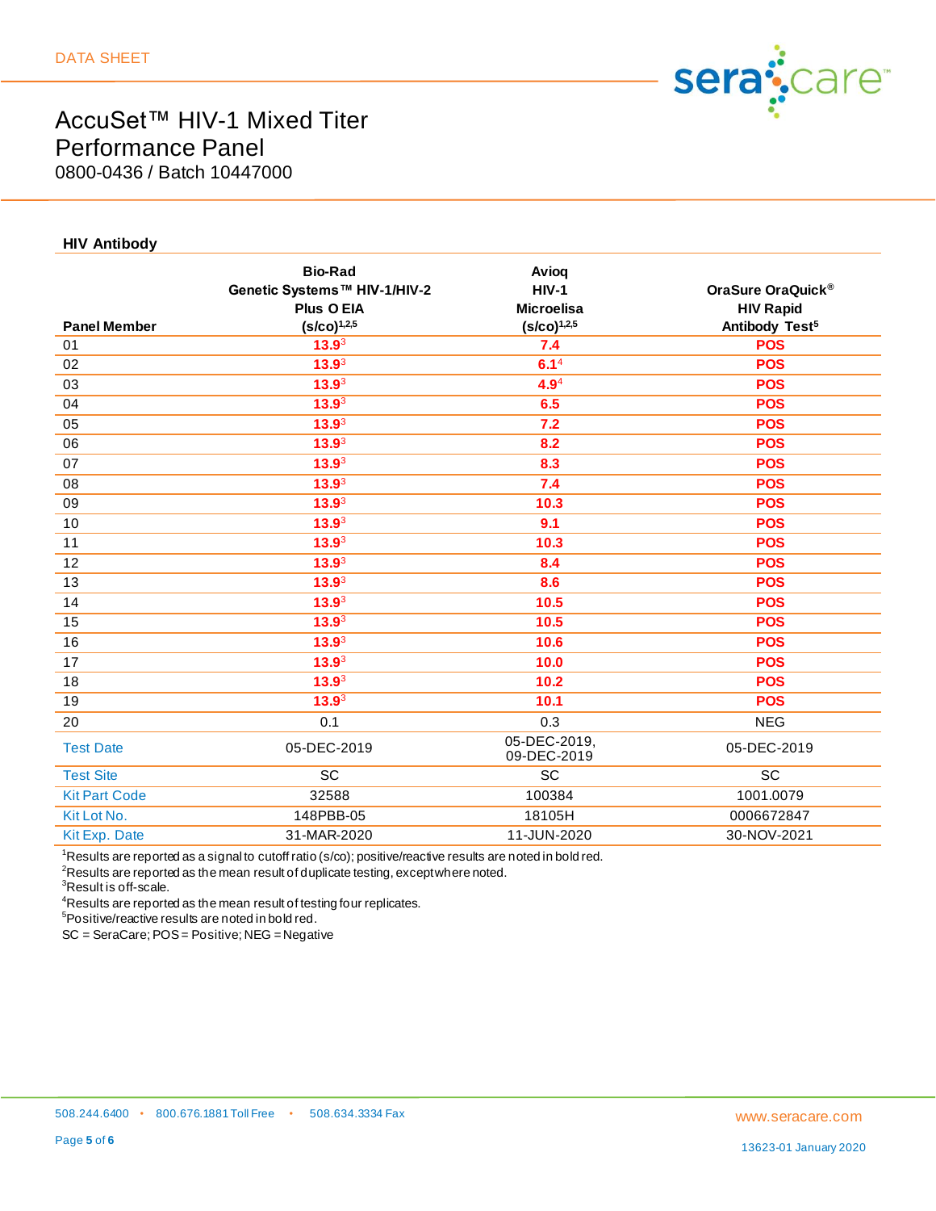DATA SHEET

# AccuSet™ HIV-1 Mixed Titer Performance Panel

0800-0436 / Batch 10447000

### HIV Antibody

| Panel Member | Bio-Rad Genetic Systems™ HIV-1/HIV-2 Plus O EIA (s/co)[1,2,5] | Avioq HIV-1 Microelisa (s/co)[1,2,5] | OraSure OraQuick® HIV Rapid Antibody Test[5] |
|---|---|---|---|
| 01 | **13.9**[3] | **7.4** | **POS** |
| 02 | **13.9**[3] | **6.1**[4] | **POS** |
| 03 | **13.9**[3] | **4.9**[4] | **POS** |
| 04 | **13.9**[3] | **6.5** | **POS** |
| 05 | **13.9**[3] | **7.2** | **POS** |
| 06 | **13.9**[3] | **8.2** | **POS** |
| 07 | **13.9**[3] | **8.3** | **POS** |
| 08 | **13.9**[3] | **7.4** | **POS** |
| 09 | **13.9**[3] | **10.3** | **POS** |
| 10 | **13.9**[3] | **9.1** | **POS** |
| 11 | **13.9**[3] | **10.3** | **POS** |
| 12 | **13.9**[3] | **8.4** | **POS** |
| 13 | **13.9**[3] | **8.6** | **POS** |
| 14 | **13.9**[3] | **10.5** | **POS** |
| 15 | **13.9**[3] | **10.5** | **POS** |
| 16 | **13.9**[3] | **10.6** | **POS** |
| 17 | **13.9**[3] | **10.0** | **POS** |
| 18 | **13.9**[3] | **10.2** | **POS** |
| 19 | **13.9**[3] | **10.1** | **POS** |
| 20 | 0.1 | 0.3 | NEG |
| Test Date | 05-DEC-2019 | 05-DEC-2019, 09-DEC-2019 | 05-DEC-2019 |
| Test Site | SC | SC | SC |
| Kit Part Code | 32588 | 100384 | 1001.0079 |
| Kit Lot No. | 148PBB-05 | 18105H | 0006672847 |
| Kit Exp. Date | 31-MAR-2020 | 11-JUN-2020 | 30-NOV-2021 |

[1]Results are reported as a signal to cutoff ratio (s/co); positive/reactive results are noted in bold red.
[2]Results are reported as the mean result of duplicate testing, except where noted.
[3]Result is off-scale.
[4]Results are reported as the mean result of testing four replicates.
[5]Positive/reactive results are noted in bold red.
SC = SeraCare; POS = Positive; NEG = Negative

508.244.6400 • 800.676.1881 Toll Free • 508.634.3334 Fax

www.seracare.com

13623-01 January 2020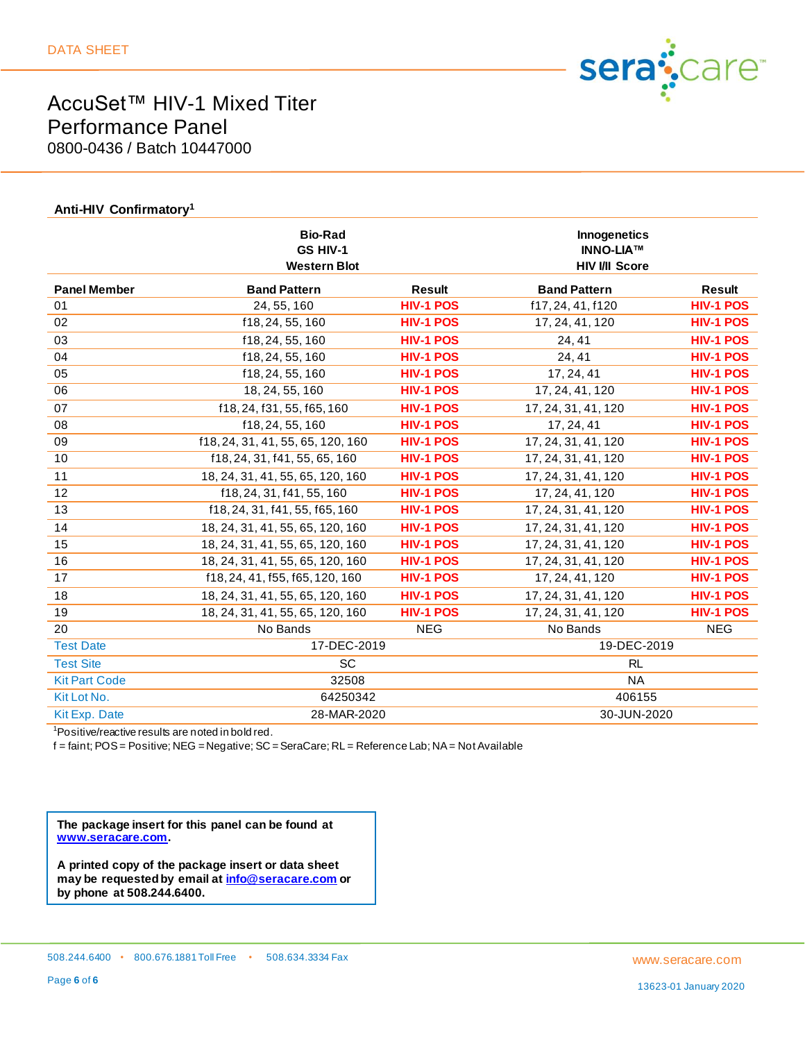DATA SHEET

# AccuSet™ HIV-1 Mixed Titer Performance Panel

0800-0436 / Batch 10447000

### Anti-HIV Confirmatory[1]

| | Bio-Rad GS HIV-1 Western Blot | | Innogenetics INNO-LIA™ HIV I/II Score | |
|---|---|---|---|---|
| **Panel Member** | **Band Pattern** | **Result** | **Band Pattern** | **Result** |
| 01 | 24, 55, 160 | **HIV-1 POS** | f17, 24, 41, f120 | **HIV-1 POS** |
| 02 | f18, 24, 55, 160 | **HIV-1 POS** | 17, 24, 41, 120 | **HIV-1 POS** |
| 03 | f18, 24, 55, 160 | **HIV-1 POS** | 24, 41 | **HIV-1 POS** |
| 04 | f18, 24, 55, 160 | **HIV-1 POS** | 24, 41 | **HIV-1 POS** |
| 05 | f18, 24, 55, 160 | **HIV-1 POS** | 17, 24, 41 | **HIV-1 POS** |
| 06 | 18, 24, 55, 160 | **HIV-1 POS** | 17, 24, 41, 120 | **HIV-1 POS** |
| 07 | f18, 24, f31, 55, f65, 160 | **HIV-1 POS** | 17, 24, 31, 41, 120 | **HIV-1 POS** |
| 08 | f18, 24, 55, 160 | **HIV-1 POS** | 17, 24, 41 | **HIV-1 POS** |
| 09 | f18, 24, 31, 41, 55, 65, 120, 160 | **HIV-1 POS** | 17, 24, 31, 41, 120 | **HIV-1 POS** |
| 10 | f18, 24, 31, f41, 55, 65, 160 | **HIV-1 POS** | 17, 24, 31, 41, 120 | **HIV-1 POS** |
| 11 | 18, 24, 31, 41, 55, 65, 120, 160 | **HIV-1 POS** | 17, 24, 31, 41, 120 | **HIV-1 POS** |
| 12 | f18, 24, 31, f41, 55, 160 | **HIV-1 POS** | 17, 24, 41, 120 | **HIV-1 POS** |
| 13 | f18, 24, 31, f41, 55, f65, 160 | **HIV-1 POS** | 17, 24, 31, 41, 120 | **HIV-1 POS** |
| 14 | 18, 24, 31, 41, 55, 65, 120, 160 | **HIV-1 POS** | 17, 24, 31, 41, 120 | **HIV-1 POS** |
| 15 | 18, 24, 31, 41, 55, 65, 120, 160 | **HIV-1 POS** | 17, 24, 31, 41, 120 | **HIV-1 POS** |
| 16 | 18, 24, 31, 41, 55, 65, 120, 160 | **HIV-1 POS** | 17, 24, 31, 41, 120 | **HIV-1 POS** |
| 17 | f18, 24, 41, f55, f65, 120, 160 | **HIV-1 POS** | 17, 24, 41, 120 | **HIV-1 POS** |
| 18 | 18, 24, 31, 41, 55, 65, 120, 160 | **HIV-1 POS** | 17, 24, 31, 41, 120 | **HIV-1 POS** |
| 19 | 18, 24, 31, 41, 55, 65, 120, 160 | **HIV-1 POS** | 17, 24, 31, 41, 120 | **HIV-1 POS** |
| 20 | No Bands | NEG | No Bands | NEG |
| Test Date | 17-DEC-2019 | | 19-DEC-2019 | |
| Test Site | SC | | RL | |
| Kit Part Code | 32508 | | NA | |
| Kit Lot No. | 64250342 | | 406155 | |
| Kit Exp. Date | 28-MAR-2020 | | 30-JUN-2020 | |

[1]Positive/reactive results are noted in bold red.

f = faint; POS = Positive; NEG = Negative; SC = SeraCare; RL = Reference Lab; NA = Not Available

**The package insert for this panel can be found at www.seracare.com.**

**A printed copy of the package insert or data sheet may be requested by email at info@seracare.com or by phone at 508.244.6400.**

508.244.6400 • 800.676.1881 Toll Free • 508.634.3334 Fax

www.seracare.com

13623-01 January 2020